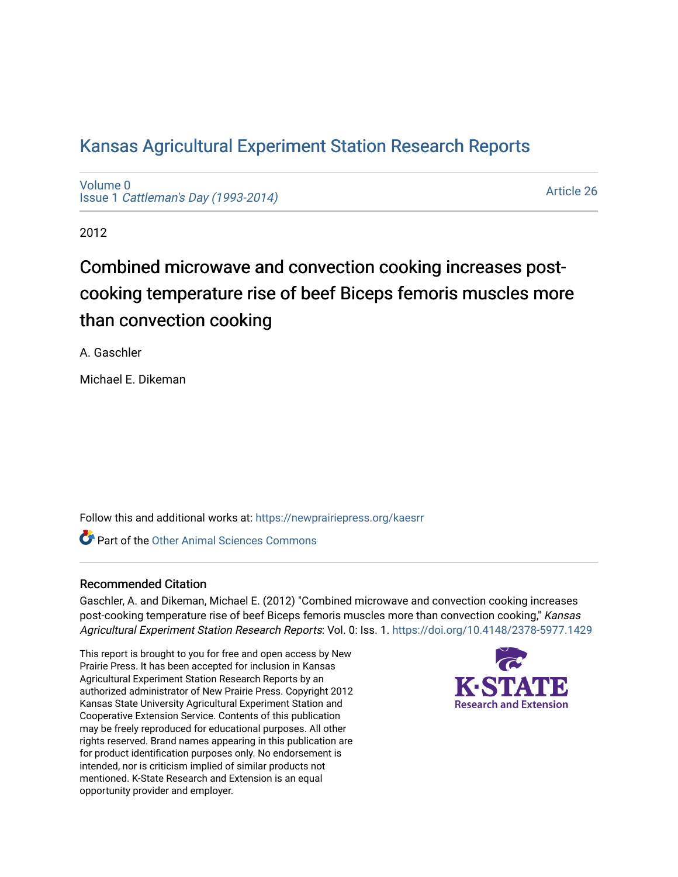# Kansas Agricultural Experiment Station Research Reports

Volume 0
Issue 1 *Cattleman's Day (1993-2014)*

Article 26

2012

## Combined microwave and convection cooking increases post-cooking temperature rise of beef Biceps femoris muscles more than convection cooking

A. Gaschler

Michael E. Dikeman

Follow this and additional works at: https://newprairiepress.org/kaesrr

Part of the Other Animal Sciences Commons

### Recommended Citation

Gaschler, A. and Dikeman, Michael E. (2012) "Combined microwave and convection cooking increases post-cooking temperature rise of beef Biceps femoris muscles more than convection cooking," *Kansas Agricultural Experiment Station Research Reports*: Vol. 0: Iss. 1. https://doi.org/10.4148/2378-5977.1429

This report is brought to you for free and open access by New Prairie Press. It has been accepted for inclusion in Kansas Agricultural Experiment Station Research Reports by an authorized administrator of New Prairie Press. Copyright 2012 Kansas State University Agricultural Experiment Station and Cooperative Extension Service. Contents of this publication may be freely reproduced for educational purposes. All other rights reserved. Brand names appearing in this publication are for product identification purposes only. No endorsement is intended, nor is criticism implied of similar products not mentioned. K-State Research and Extension is an equal opportunity provider and employer.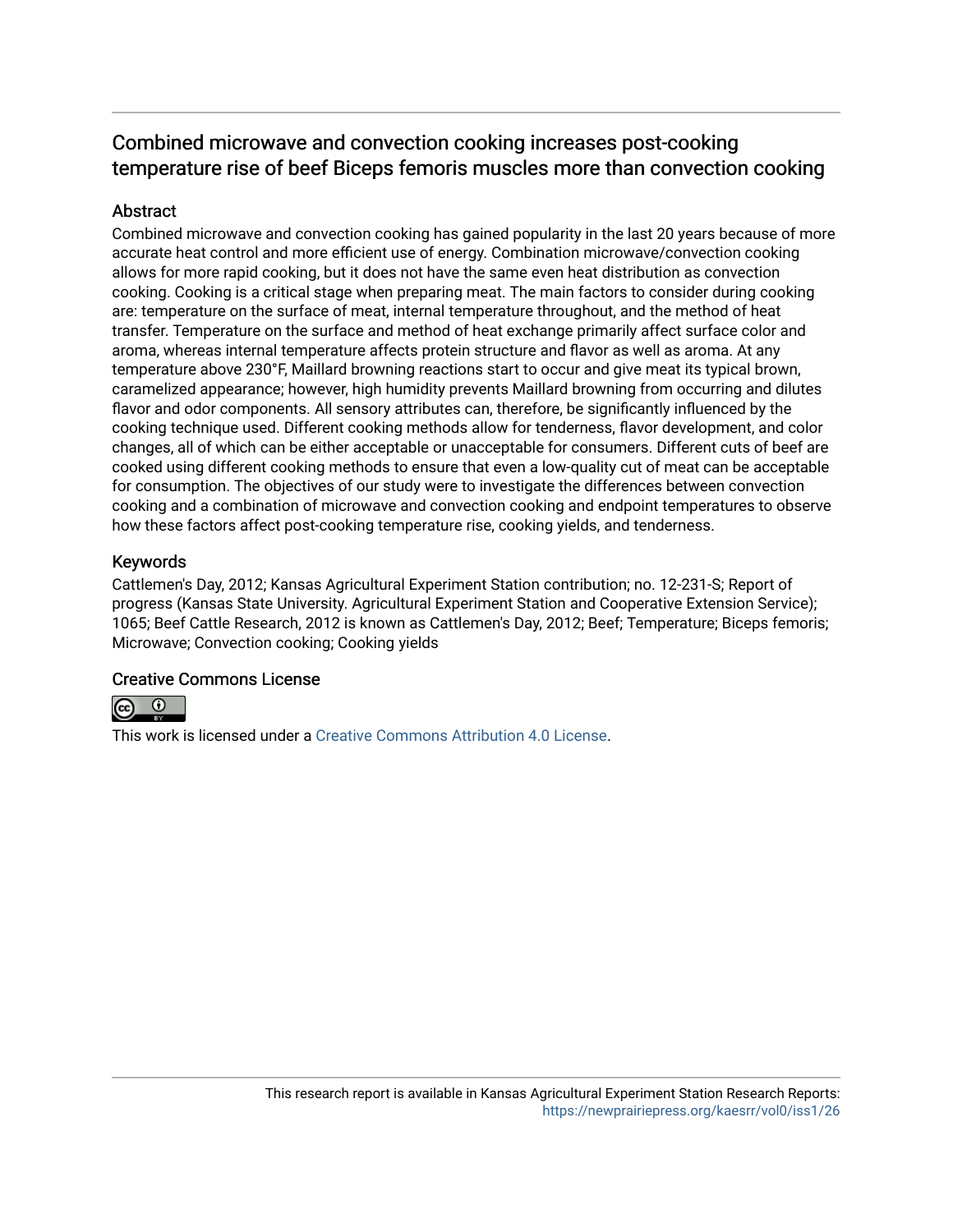# Combined microwave and convection cooking increases post-cooking temperature rise of beef Biceps femoris muscles more than convection cooking

## Abstract

Combined microwave and convection cooking has gained popularity in the last 20 years because of more accurate heat control and more efficient use of energy. Combination microwave/convection cooking allows for more rapid cooking, but it does not have the same even heat distribution as convection cooking. Cooking is a critical stage when preparing meat. The main factors to consider during cooking are: temperature on the surface of meat, internal temperature throughout, and the method of heat transfer. Temperature on the surface and method of heat exchange primarily affect surface color and aroma, whereas internal temperature affects protein structure and flavor as well as aroma. At any temperature above 230°F, Maillard browning reactions start to occur and give meat its typical brown, caramelized appearance; however, high humidity prevents Maillard browning from occurring and dilutes flavor and odor components. All sensory attributes can, therefore, be significantly influenced by the cooking technique used. Different cooking methods allow for tenderness, flavor development, and color changes, all of which can be either acceptable or unacceptable for consumers. Different cuts of beef are cooked using different cooking methods to ensure that even a low-quality cut of meat can be acceptable for consumption. The objectives of our study were to investigate the differences between convection cooking and a combination of microwave and convection cooking and endpoint temperatures to observe how these factors affect post-cooking temperature rise, cooking yields, and tenderness.

## Keywords

Cattlemen's Day, 2012; Kansas Agricultural Experiment Station contribution; no. 12-231-S; Report of progress (Kansas State University. Agricultural Experiment Station and Cooperative Extension Service); 1065; Beef Cattle Research, 2012 is known as Cattlemen's Day, 2012; Beef; Temperature; Biceps femoris; Microwave; Convection cooking; Cooking yields

## Creative Commons License

This work is licensed under a Creative Commons Attribution 4.0 License.

This research report is available in Kansas Agricultural Experiment Station Research Reports: https://newprairiepress.org/kaesrr/vol0/iss1/26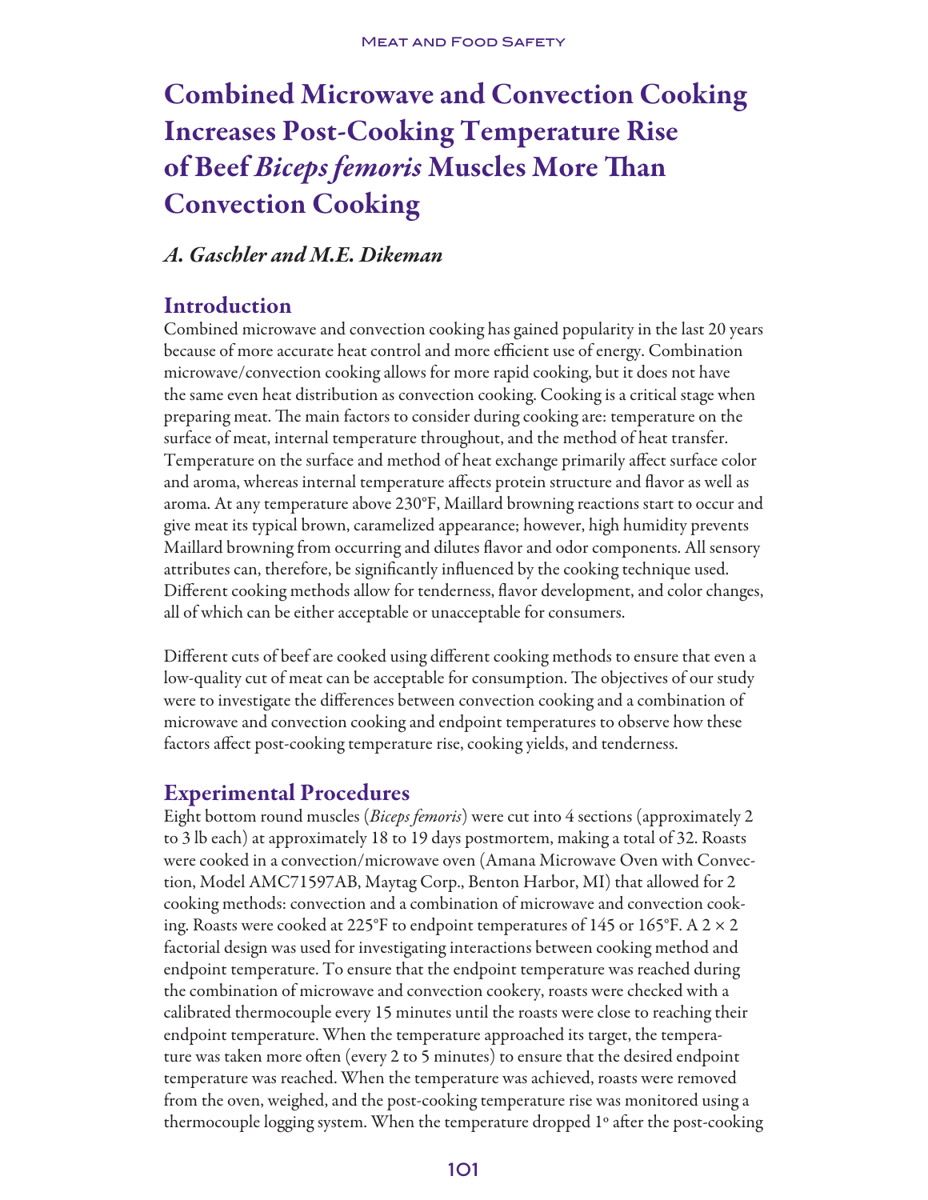# Combined Microwave and Convection Cooking Increases Post-Cooking Temperature Rise of Beef *Biceps femoris* Muscles More Than Convection Cooking

*A. Gaschler and M.E. Dikeman*

## Introduction

Combined microwave and convection cooking has gained popularity in the last 20 years because of more accurate heat control and more efficient use of energy. Combination microwave/convection cooking allows for more rapid cooking, but it does not have the same even heat distribution as convection cooking. Cooking is a critical stage when preparing meat. The main factors to consider during cooking are: temperature on the surface of meat, internal temperature throughout, and the method of heat transfer. Temperature on the surface and method of heat exchange primarily affect surface color and aroma, whereas internal temperature affects protein structure and flavor as well as aroma. At any temperature above 230°F, Maillard browning reactions start to occur and give meat its typical brown, caramelized appearance; however, high humidity prevents Maillard browning from occurring and dilutes flavor and odor components. All sensory attributes can, therefore, be significantly influenced by the cooking technique used. Different cooking methods allow for tenderness, flavor development, and color changes, all of which can be either acceptable or unacceptable for consumers.

Different cuts of beef are cooked using different cooking methods to ensure that even a low-quality cut of meat can be acceptable for consumption. The objectives of our study were to investigate the differences between convection cooking and a combination of microwave and convection cooking and endpoint temperatures to observe how these factors affect post-cooking temperature rise, cooking yields, and tenderness.

## Experimental Procedures

Eight bottom round muscles (*Biceps femoris*) were cut into 4 sections (approximately 2 to 3 lb each) at approximately 18 to 19 days postmortem, making a total of 32. Roasts were cooked in a convection/microwave oven (Amana Microwave Oven with Convection, Model AMC71597AB, Maytag Corp., Benton Harbor, MI) that allowed for 2 cooking methods: convection and a combination of microwave and convection cooking. Roasts were cooked at 225°F to endpoint temperatures of 145 or 165°F. A 2 × 2 factorial design was used for investigating interactions between cooking method and endpoint temperature. To ensure that the endpoint temperature was reached during the combination of microwave and convection cookery, roasts were checked with a calibrated thermocouple every 15 minutes until the roasts were close to reaching their endpoint temperature. When the temperature approached its target, the temperature was taken more often (every 2 to 5 minutes) to ensure that the desired endpoint temperature was reached. When the temperature was achieved, roasts were removed from the oven, weighed, and the post-cooking temperature rise was monitored using a thermocouple logging system. When the temperature dropped 1° after the post-cooking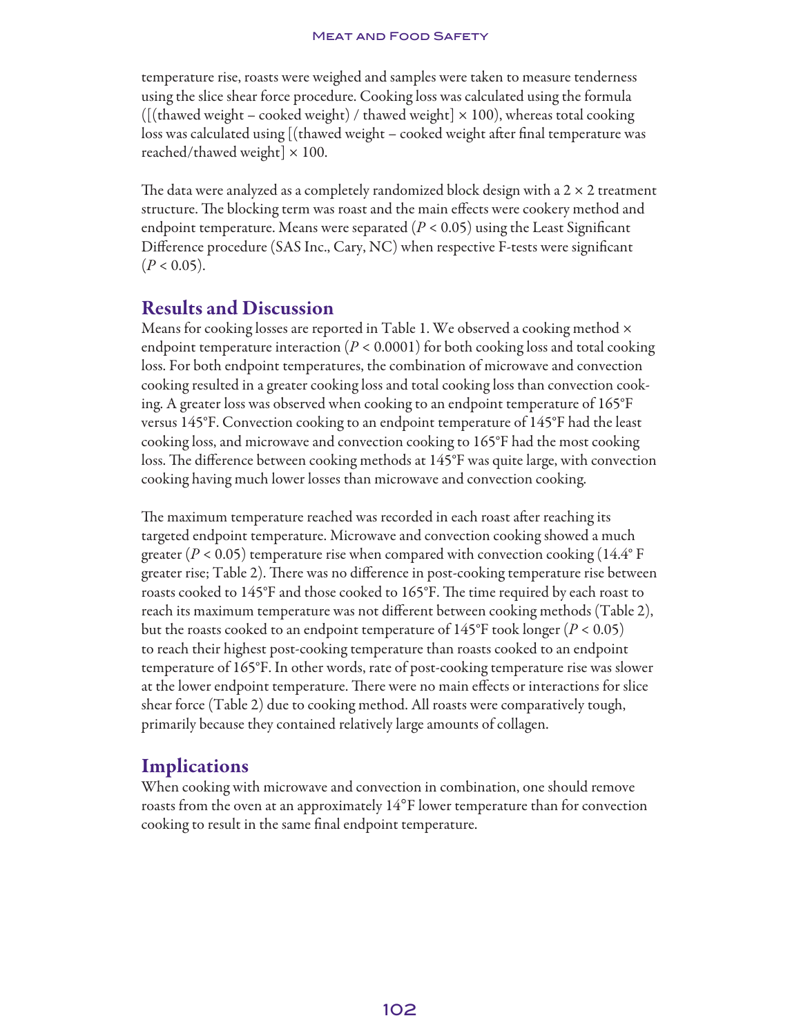temperature rise, roasts were weighed and samples were taken to measure tenderness using the slice shear force procedure. Cooking loss was calculated using the formula ([(thawed weight – cooked weight) / thawed weight] × 100), whereas total cooking loss was calculated using [(thawed weight – cooked weight after final temperature was reached/thawed weight] × 100.

The data were analyzed as a completely randomized block design with a 2 × 2 treatment structure. The blocking term was roast and the main effects were cookery method and endpoint temperature. Means were separated ($P < 0.05$) using the Least Significant Difference procedure (SAS Inc., Cary, NC) when respective F-tests were significant ($P < 0.05$).

## Results and Discussion

Means for cooking losses are reported in Table 1. We observed a cooking method × endpoint temperature interaction ($P < 0.0001$) for both cooking loss and total cooking loss. For both endpoint temperatures, the combination of microwave and convection cooking resulted in a greater cooking loss and total cooking loss than convection cooking. A greater loss was observed when cooking to an endpoint temperature of 165°F versus 145°F. Convection cooking to an endpoint temperature of 145°F had the least cooking loss, and microwave and convection cooking to 165°F had the most cooking loss. The difference between cooking methods at 145°F was quite large, with convection cooking having much lower losses than microwave and convection cooking.

The maximum temperature reached was recorded in each roast after reaching its targeted endpoint temperature. Microwave and convection cooking showed a much greater ($P < 0.05$) temperature rise when compared with convection cooking (14.4° F greater rise; Table 2). There was no difference in post-cooking temperature rise between roasts cooked to 145°F and those cooked to 165°F. The time required by each roast to reach its maximum temperature was not different between cooking methods (Table 2), but the roasts cooked to an endpoint temperature of 145°F took longer ($P < 0.05$) to reach their highest post-cooking temperature than roasts cooked to an endpoint temperature of 165°F. In other words, rate of post-cooking temperature rise was slower at the lower endpoint temperature. There were no main effects or interactions for slice shear force (Table 2) due to cooking method. All roasts were comparatively tough, primarily because they contained relatively large amounts of collagen.

## Implications

When cooking with microwave and convection in combination, one should remove roasts from the oven at an approximately 14°F lower temperature than for convection cooking to result in the same final endpoint temperature.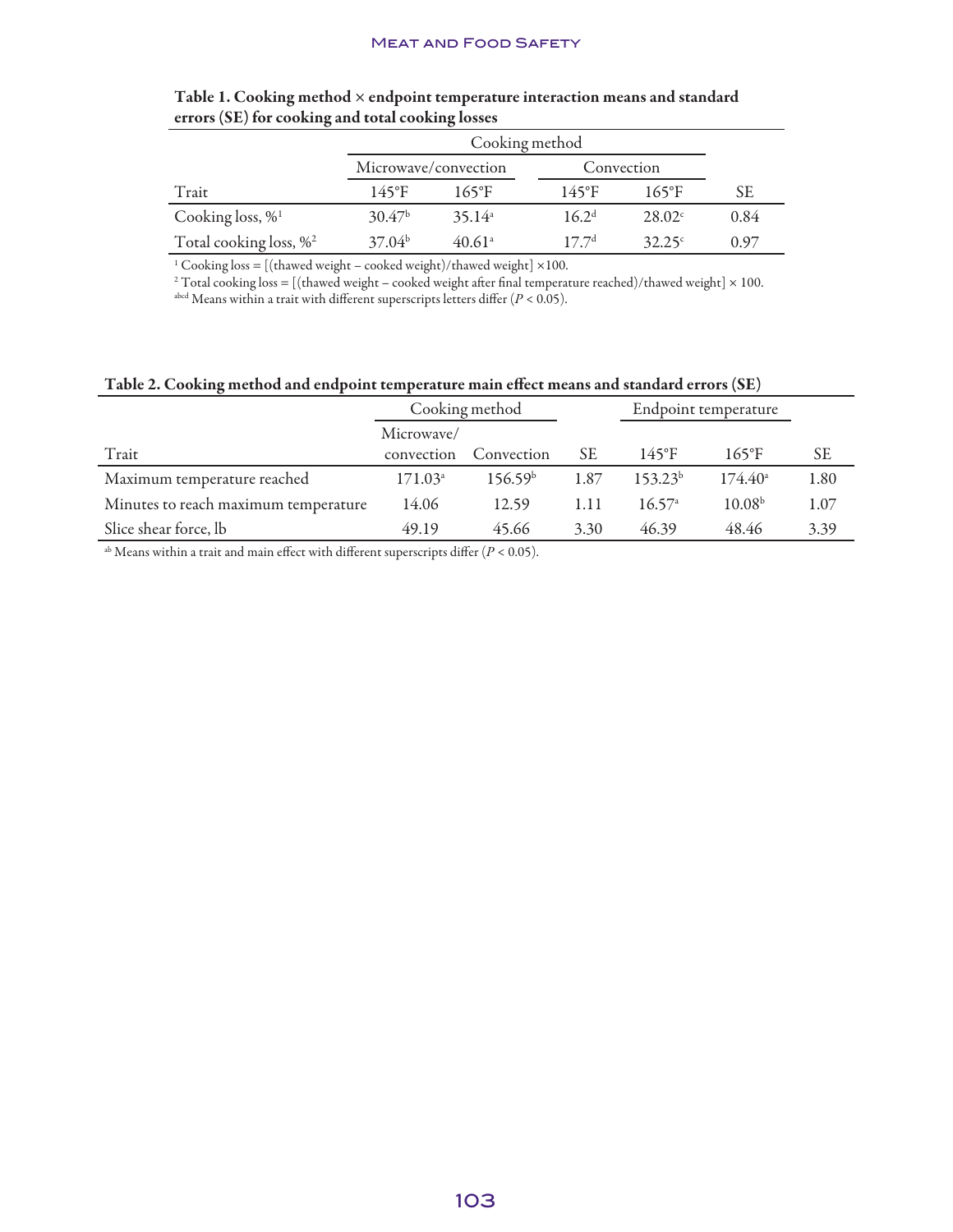**Table 1. Cooking method × endpoint temperature interaction means and standard errors (SE) for cooking and total cooking losses**

| | Cooking method | | | | |
|---|---|---|---|---|---|
| | Microwave/convection | | Convection | | |
| Trait | 145°F | 165°F | 145°F | 165°F | SE |
| Cooking loss, %[1] | 30.47[b] | 35.14[a] | 16.2[d] | 28.02[c] | 0.84 |
| Total cooking loss, %[2] | 37.04[b] | 40.61[a] | 17.7[d] | 32.25[c] | 0.97 |

[1] Cooking loss = [(thawed weight – cooked weight)/thawed weight] ×100.

[2] Total cooking loss = [(thawed weight – cooked weight after final temperature reached)/thawed weight] × 100.

[abcd] Means within a trait with different superscripts letters differ ($P < 0.05$).

**Table 2. Cooking method and endpoint temperature main effect means and standard errors (SE)**

| | Cooking method | | | Endpoint temperature | | |
|---|---|---|---|---|---|---|
| Trait | Microwave/ convection | Convection | SE | 145°F | 165°F | SE |
| Maximum temperature reached | 171.03[a] | 156.59[b] | 1.87 | 153.23[b] | 174.40[a] | 1.80 |
| Minutes to reach maximum temperature | 14.06 | 12.59 | 1.11 | 16.57[a] | 10.08[b] | 1.07 |
| Slice shear force, lb | 49.19 | 45.66 | 3.30 | 46.39 | 48.46 | 3.39 |

[ab] Means within a trait and main effect with different superscripts differ ($P < 0.05$).